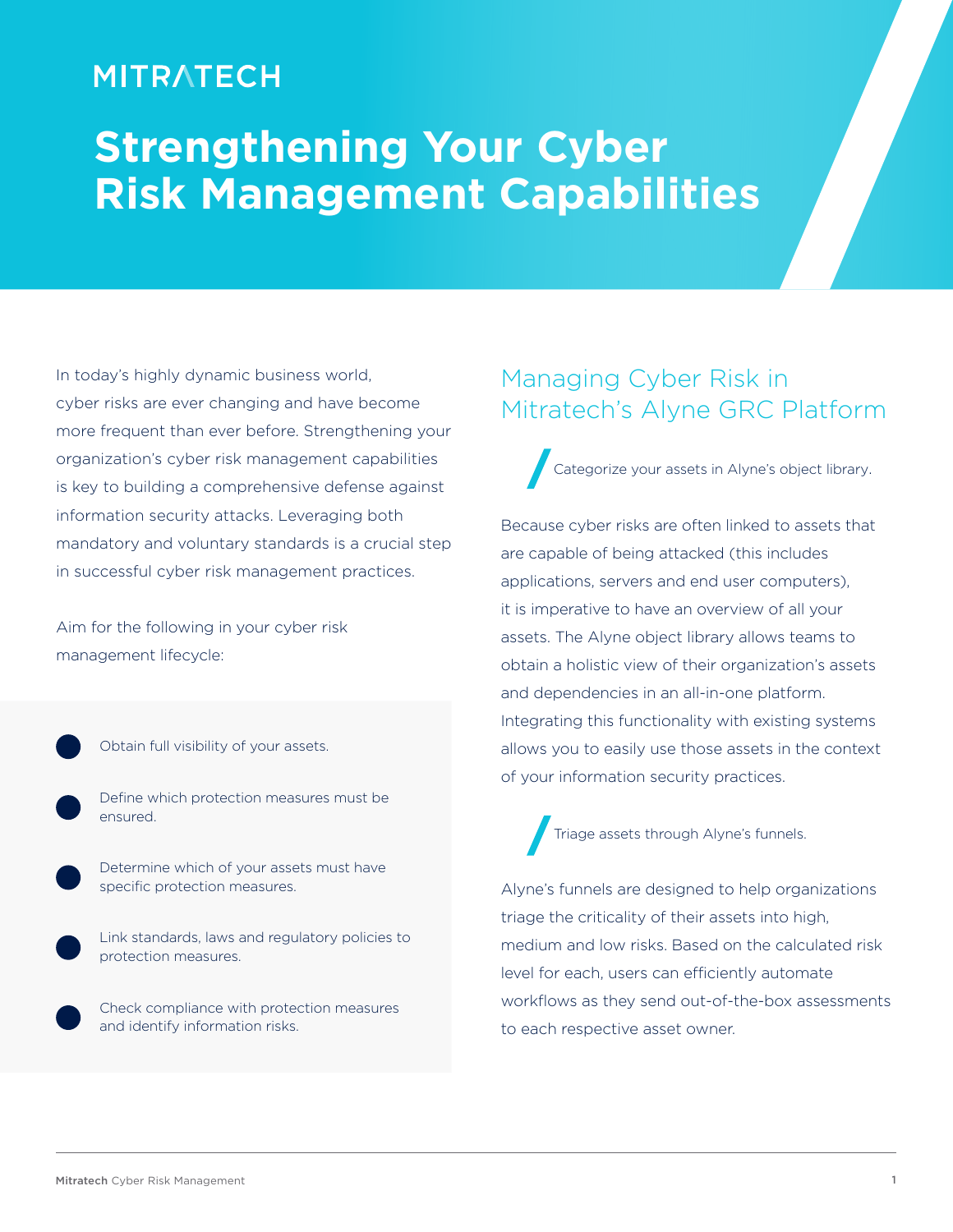MITRATECH

# Strengthening Your Cyber Risk Management Capabilities

In today's highly dynamic business world, cyber risks are ever changing and have become more frequent than ever before. Strengthening your organization's cyber risk management capabilities is key to building a comprehensive defense against information security attacks. Leveraging both mandatory and voluntary standards is a crucial step in successful cyber risk management practices.

Aim for the following in your cyber risk management lifecycle:

- Obtain full visibility of your assets.
- Define which protection measures must be ensured.
- Determine which of your assets must have specific protection measures.
- Link standards, laws and regulatory policies to protection measures.
- Check compliance with protection measures and identify information risks.

## Managing Cyber Risk in Mitratech's Alyne GRC Platform

### Categorize your assets in Alyne's object library.

Because cyber risks are often linked to assets that are capable of being attacked (this includes applications, servers and end user computers), it is imperative to have an overview of all your assets. The Alyne object library allows teams to obtain a holistic view of their organization's assets and dependencies in an all-in-one platform. Integrating this functionality with existing systems allows you to easily use those assets in the context of your information security practices.

### Triage assets through Alyne's funnels.

Alyne's funnels are designed to help organizations triage the criticality of their assets into high, medium and low risks. Based on the calculated risk level for each, users can efficiently automate workflows as they send out-of-the-box assessments to each respective asset owner.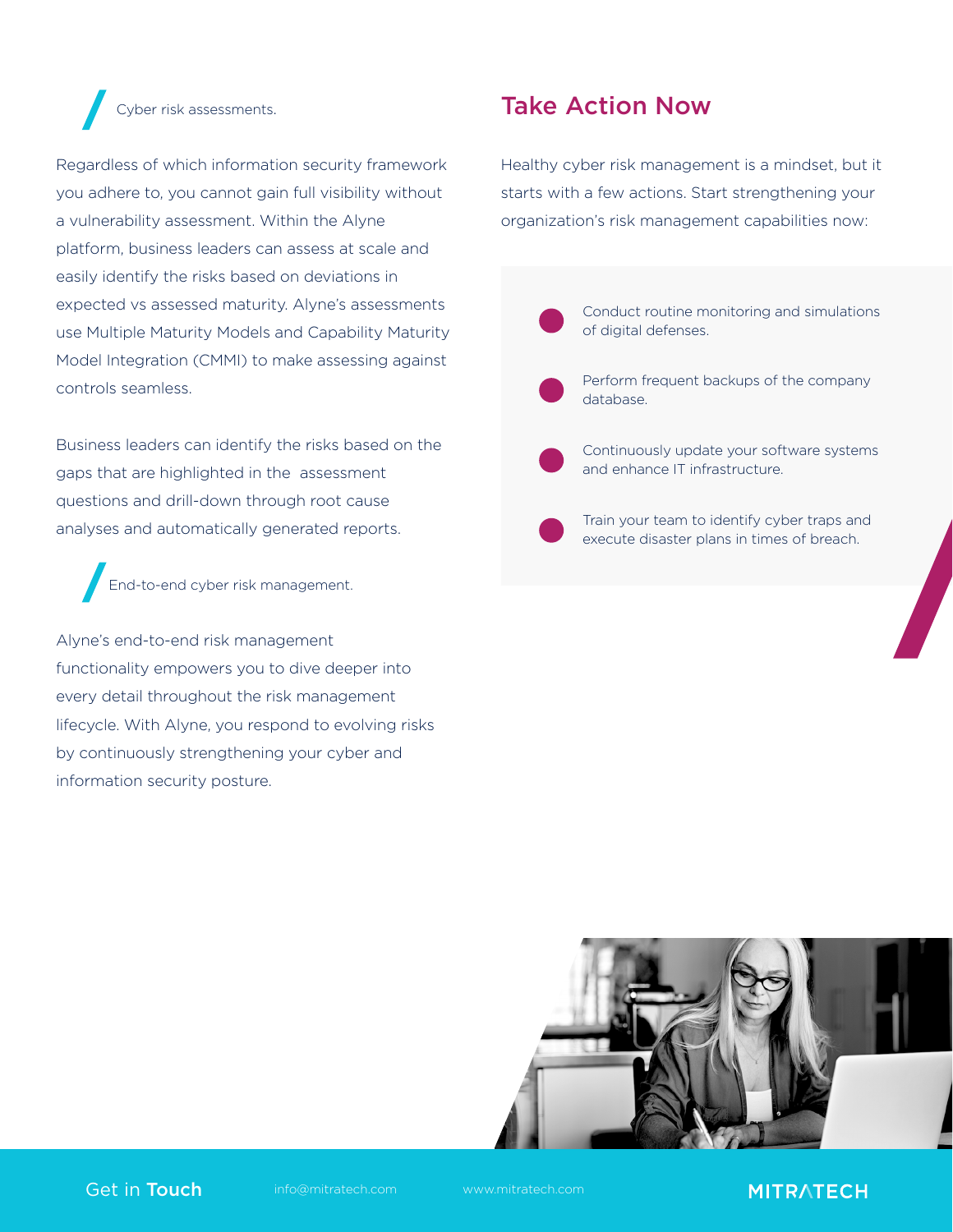### Cyber risk assessments.

Regardless of which information security framework you adhere to, you cannot gain full visibility without a vulnerability assessment. Within the Alyne platform, business leaders can assess at scale and easily identify the risks based on deviations in expected vs assessed maturity. Alyne's assessments use Multiple Maturity Models and Capability Maturity Model Integration (CMMI) to make assessing against controls seamless.

Business leaders can identify the risks based on the gaps that are highlighted in the assessment questions and drill-down through root cause analyses and automatically generated reports.

### End-to-end cyber risk management.

Alyne's end-to-end risk management functionality empowers you to dive deeper into every detail throughout the risk management lifecycle. With Alyne, you respond to evolving risks by continuously strengthening your cyber and information security posture.

## Take Action Now

Healthy cyber risk management is a mindset, but it starts with a few actions. Start strengthening your organization's risk management capabilities now:

- Conduct routine monitoring and simulations of digital defenses.
- Perform frequent backups of the company database.
- Continuously update your software systems and enhance IT infrastructure.
- Train your team to identify cyber traps and execute disaster plans in times of breach.

Get in **Touch** info@mitratech.com www.mitratech.com

MITRATECH